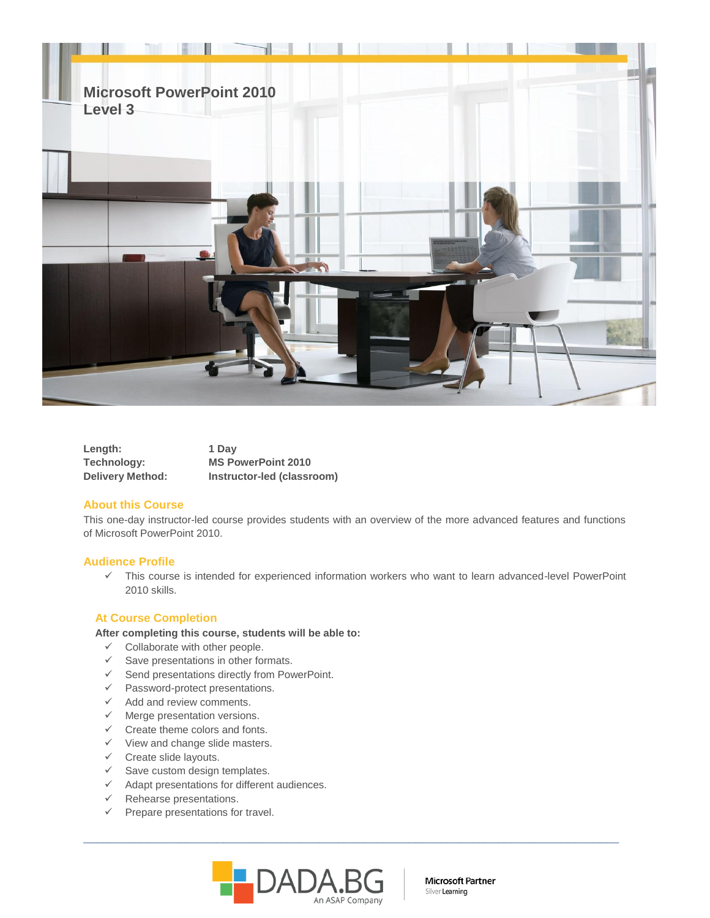# Microsoft PowerPoint 2010
# Level 3

**Length:** 1 Day
**Technology:** MS PowerPoint 2010
**Delivery Method:** Instructor-led (classroom)

## About this Course

This one-day instructor-led course provides students with an overview of the more advanced features and functions of Microsoft PowerPoint 2010.

## Audience Profile

- ✓ This course is intended for experienced information workers who want to learn advanced-level PowerPoint 2010 skills.

## At Course Completion

**After completing this course, students will be able to:**

- ✓ Collaborate with other people.
- ✓ Save presentations in other formats.
- ✓ Send presentations directly from PowerPoint.
- ✓ Password-protect presentations.
- ✓ Add and review comments.
- ✓ Merge presentation versions.
- ✓ Create theme colors and fonts.
- ✓ View and change slide masters.
- ✓ Create slide layouts.
- ✓ Save custom design templates.
- ✓ Adapt presentations for different audiences.
- ✓ Rehearse presentations.
- ✓ Prepare presentations for travel.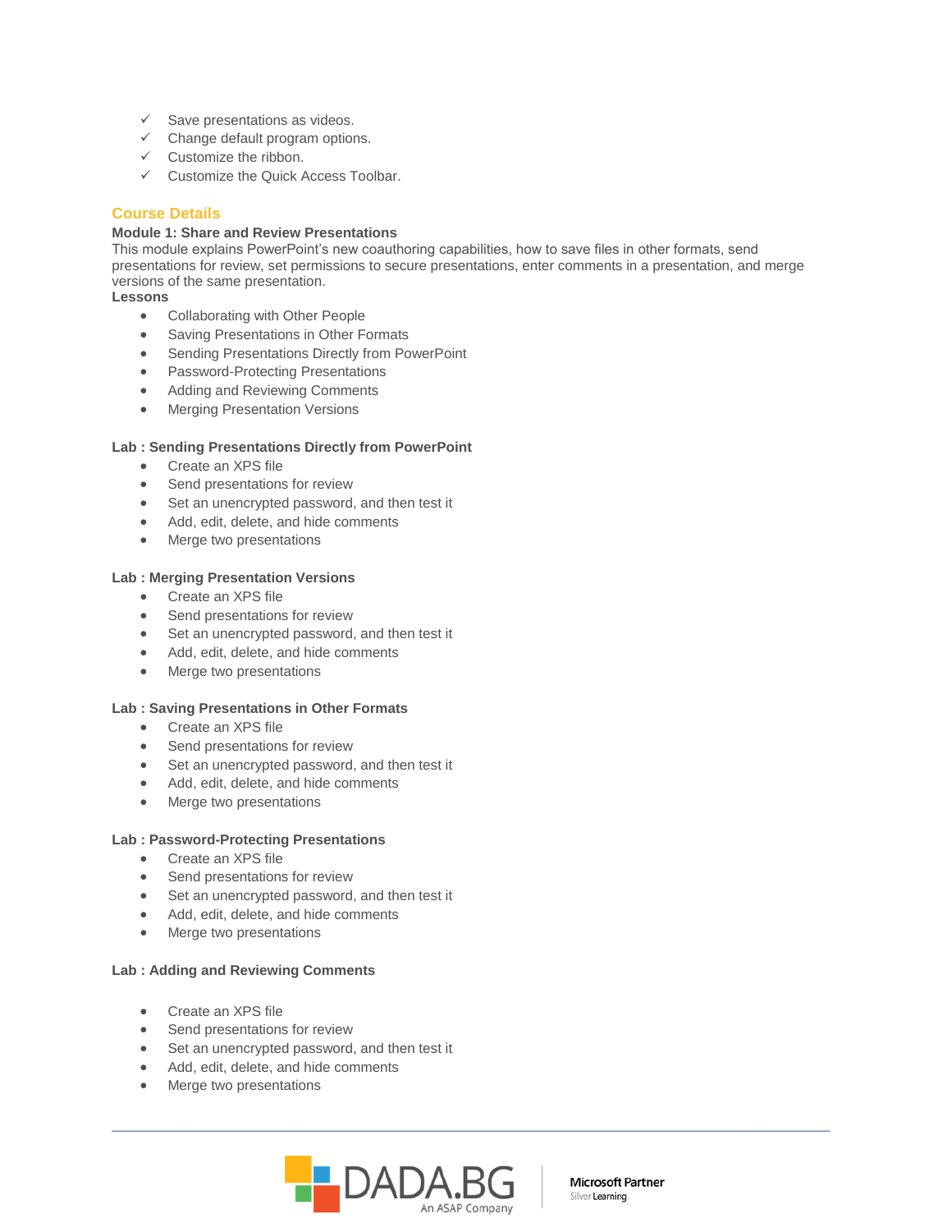- ✓ Save presentations as videos.
- ✓ Change default program options.
- ✓ Customize the ribbon.
- ✓ Customize the Quick Access Toolbar.

## Course Details

**Module 1: Share and Review Presentations**

This module explains PowerPoint's new coauthoring capabilities, how to save files in other formats, send presentations for review, set permissions to secure presentations, enter comments in a presentation, and merge versions of the same presentation.

**Lessons**

- Collaborating with Other People
- Saving Presentations in Other Formats
- Sending Presentations Directly from PowerPoint
- Password-Protecting Presentations
- Adding and Reviewing Comments
- Merging Presentation Versions

**Lab : Sending Presentations Directly from PowerPoint**

- Create an XPS file
- Send presentations for review
- Set an unencrypted password, and then test it
- Add, edit, delete, and hide comments
- Merge two presentations

**Lab : Merging Presentation Versions**

- Create an XPS file
- Send presentations for review
- Set an unencrypted password, and then test it
- Add, edit, delete, and hide comments
- Merge two presentations

**Lab : Saving Presentations in Other Formats**

- Create an XPS file
- Send presentations for review
- Set an unencrypted password, and then test it
- Add, edit, delete, and hide comments
- Merge two presentations

**Lab : Password-Protecting Presentations**

- Create an XPS file
- Send presentations for review
- Set an unencrypted password, and then test it
- Add, edit, delete, and hide comments
- Merge two presentations

**Lab : Adding and Reviewing Comments**

- Create an XPS file
- Send presentations for review
- Set an unencrypted password, and then test it
- Add, edit, delete, and hide comments
- Merge two presentations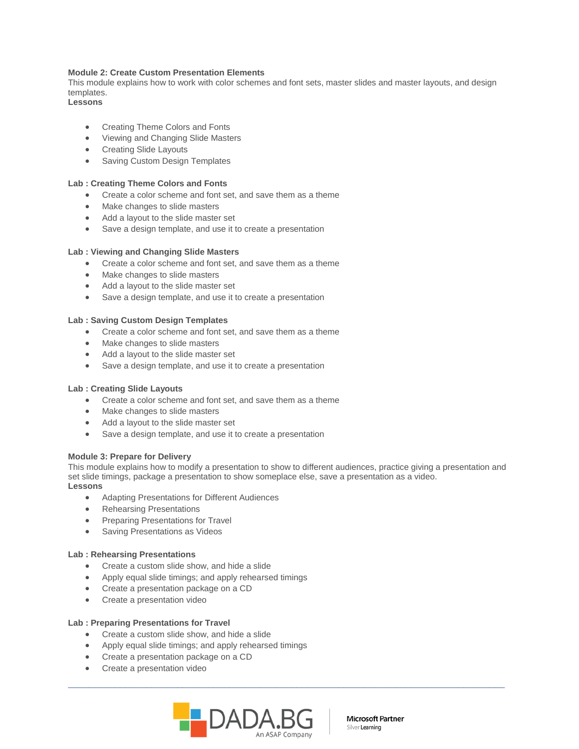**Module 2: Create Custom Presentation Elements**
This module explains how to work with color schemes and font sets, master slides and master layouts, and design templates.
**Lessons**

- Creating Theme Colors and Fonts
- Viewing and Changing Slide Masters
- Creating Slide Layouts
- Saving Custom Design Templates

**Lab : Creating Theme Colors and Fonts**

- Create a color scheme and font set, and save them as a theme
- Make changes to slide masters
- Add a layout to the slide master set
- Save a design template, and use it to create a presentation

**Lab : Viewing and Changing Slide Masters**

- Create a color scheme and font set, and save them as a theme
- Make changes to slide masters
- Add a layout to the slide master set
- Save a design template, and use it to create a presentation

**Lab : Saving Custom Design Templates**

- Create a color scheme and font set, and save them as a theme
- Make changes to slide masters
- Add a layout to the slide master set
- Save a design template, and use it to create a presentation

**Lab : Creating Slide Layouts**

- Create a color scheme and font set, and save them as a theme
- Make changes to slide masters
- Add a layout to the slide master set
- Save a design template, and use it to create a presentation

**Module 3: Prepare for Delivery**
This module explains how to modify a presentation to show to different audiences, practice giving a presentation and set slide timings, package a presentation to show someplace else, save a presentation as a video.
**Lessons**

- Adapting Presentations for Different Audiences
- Rehearsing Presentations
- Preparing Presentations for Travel
- Saving Presentations as Videos

**Lab : Rehearsing Presentations**

- Create a custom slide show, and hide a slide
- Apply equal slide timings; and apply rehearsed timings
- Create a presentation package on a CD
- Create a presentation video

**Lab : Preparing Presentations for Travel**

- Create a custom slide show, and hide a slide
- Apply equal slide timings; and apply rehearsed timings
- Create a presentation package on a CD
- Create a presentation video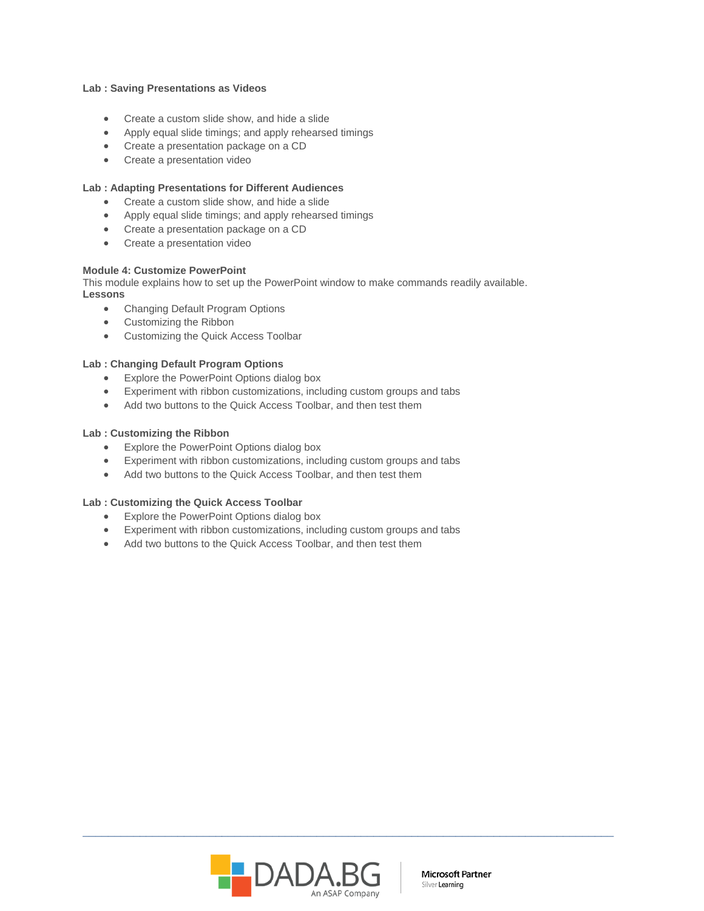**Lab : Saving Presentations as Videos**

- Create a custom slide show, and hide a slide
- Apply equal slide timings; and apply rehearsed timings
- Create a presentation package on a CD
- Create a presentation video

**Lab : Adapting Presentations for Different Audiences**

- Create a custom slide show, and hide a slide
- Apply equal slide timings; and apply rehearsed timings
- Create a presentation package on a CD
- Create a presentation video

**Module 4: Customize PowerPoint**

This module explains how to set up the PowerPoint window to make commands readily available.

**Lessons**

- Changing Default Program Options
- Customizing the Ribbon
- Customizing the Quick Access Toolbar

**Lab : Changing Default Program Options**

- Explore the PowerPoint Options dialog box
- Experiment with ribbon customizations, including custom groups and tabs
- Add two buttons to the Quick Access Toolbar, and then test them

**Lab : Customizing the Ribbon**

- Explore the PowerPoint Options dialog box
- Experiment with ribbon customizations, including custom groups and tabs
- Add two buttons to the Quick Access Toolbar, and then test them

**Lab : Customizing the Quick Access Toolbar**

- Explore the PowerPoint Options dialog box
- Experiment with ribbon customizations, including custom groups and tabs
- Add two buttons to the Quick Access Toolbar, and then test them